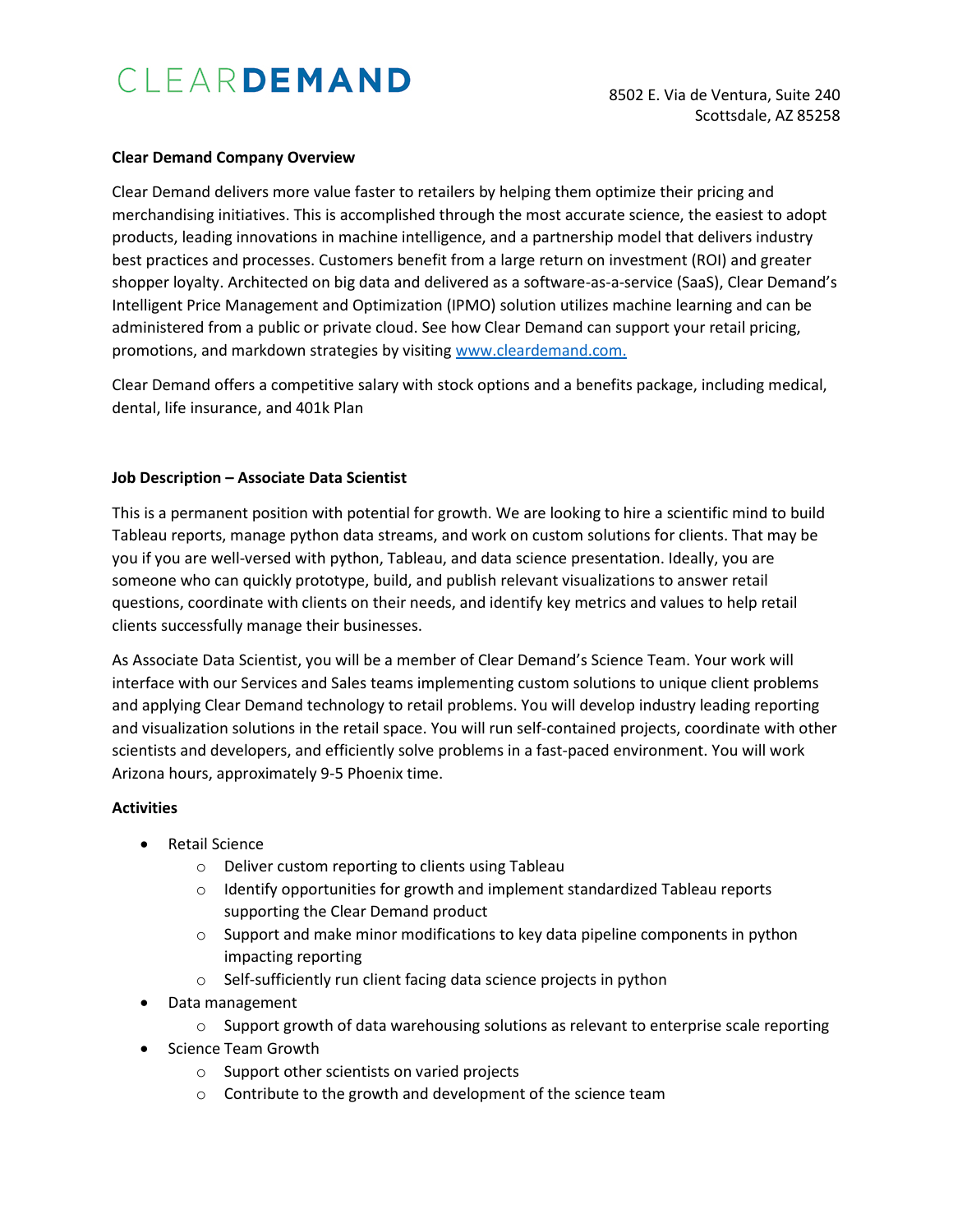# CLEARDEMAND

8502 E. Via de Ventura, Suite 240
Scottsdale, AZ 85258

**Clear Demand Company Overview**

Clear Demand delivers more value faster to retailers by helping them optimize their pricing and merchandising initiatives. This is accomplished through the most accurate science, the easiest to adopt products, leading innovations in machine intelligence, and a partnership model that delivers industry best practices and processes. Customers benefit from a large return on investment (ROI) and greater shopper loyalty. Architected on big data and delivered as a software-as-a-service (SaaS), Clear Demand's Intelligent Price Management and Optimization (IPMO) solution utilizes machine learning and can be administered from a public or private cloud. See how Clear Demand can support your retail pricing, promotions, and markdown strategies by visiting [www.cleardemand.com.](http://www.cleardemand.com)

Clear Demand offers a competitive salary with stock options and a benefits package, including medical, dental, life insurance, and 401k Plan

**Job Description – Associate Data Scientist**

This is a permanent position with potential for growth. We are looking to hire a scientific mind to build Tableau reports, manage python data streams, and work on custom solutions for clients. That may be you if you are well-versed with python, Tableau, and data science presentation. Ideally, you are someone who can quickly prototype, build, and publish relevant visualizations to answer retail questions, coordinate with clients on their needs, and identify key metrics and values to help retail clients successfully manage their businesses.

As Associate Data Scientist, you will be a member of Clear Demand's Science Team. Your work will interface with our Services and Sales teams implementing custom solutions to unique client problems and applying Clear Demand technology to retail problems. You will develop industry leading reporting and visualization solutions in the retail space. You will run self-contained projects, coordinate with other scientists and developers, and efficiently solve problems in a fast-paced environment. You will work Arizona hours, approximately 9-5 Phoenix time.

**Activities**

- Retail Science
  - Deliver custom reporting to clients using Tableau
  - Identify opportunities for growth and implement standardized Tableau reports supporting the Clear Demand product
  - Support and make minor modifications to key data pipeline components in python impacting reporting
  - Self-sufficiently run client facing data science projects in python
- Data management
  - Support growth of data warehousing solutions as relevant to enterprise scale reporting
- Science Team Growth
  - Support other scientists on varied projects
  - Contribute to the growth and development of the science team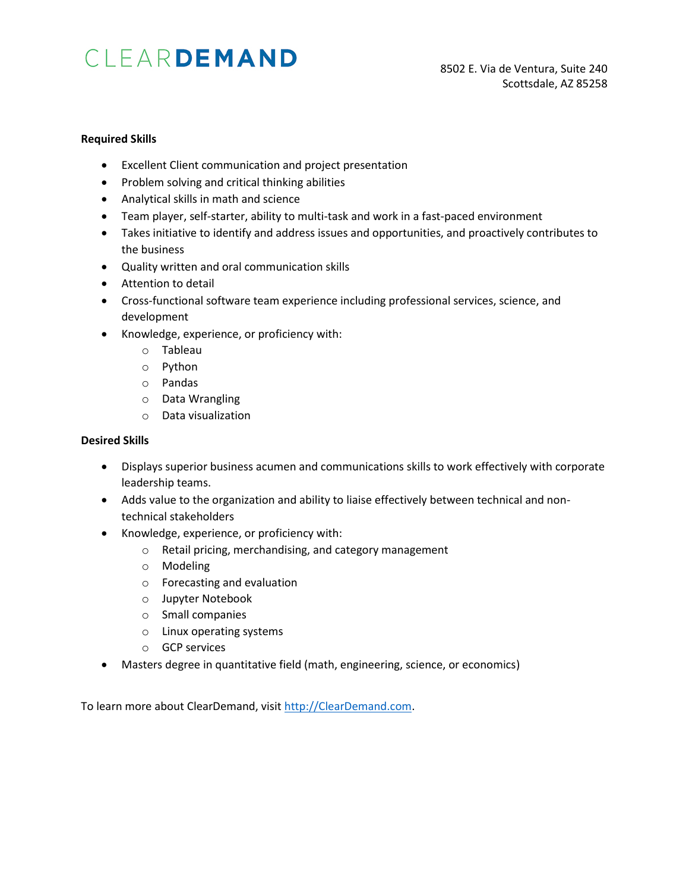CLEARDEMAND

8502 E. Via de Ventura, Suite 240
Scottsdale, AZ 85258

**Required Skills**

- Excellent Client communication and project presentation
- Problem solving and critical thinking abilities
- Analytical skills in math and science
- Team player, self-starter, ability to multi-task and work in a fast-paced environment
- Takes initiative to identify and address issues and opportunities, and proactively contributes to the business
- Quality written and oral communication skills
- Attention to detail
- Cross-functional software team experience including professional services, science, and development
- Knowledge, experience, or proficiency with:
    - Tableau
    - Python
    - Pandas
    - Data Wrangling
    - Data visualization

**Desired Skills**

- Displays superior business acumen and communications skills to work effectively with corporate leadership teams.
- Adds value to the organization and ability to liaise effectively between technical and non-technical stakeholders
- Knowledge, experience, or proficiency with:
    - Retail pricing, merchandising, and category management
    - Modeling
    - Forecasting and evaluation
    - Jupyter Notebook
    - Small companies
    - Linux operating systems
    - GCP services
- Masters degree in quantitative field (math, engineering, science, or economics)

To learn more about ClearDemand, visit [http://ClearDemand.com](http://ClearDemand.com).